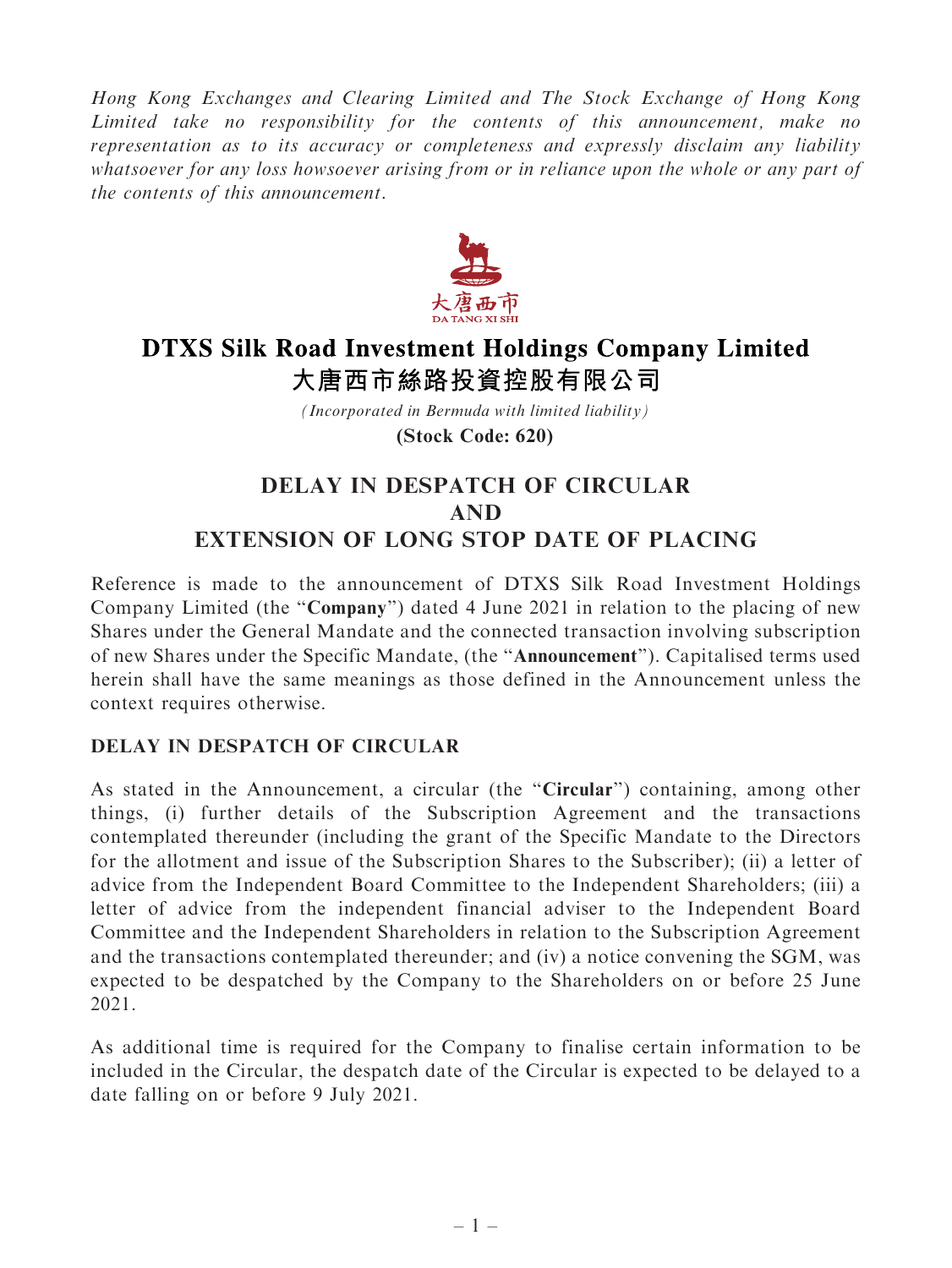*Hong Kong Exchanges and Clearing Limited and The Stock Exchange of Hong Kong Limited take no responsibility for the contents of this announcement, make no representation as to its accuracy or completeness and expressly disclaim any liability whatsoever for any loss howsoever arising from or in reliance upon the whole or any part of the contents of this announcement.*

# DTXS Silk Road Investment Holdings Company Limited
# 大唐西市絲路投資控股有限公司

*(Incorporated in Bermuda with limited liability)*

**(Stock Code: 620)**

## DELAY IN DESPATCH OF CIRCULAR AND EXTENSION OF LONG STOP DATE OF PLACING

Reference is made to the announcement of DTXS Silk Road Investment Holdings Company Limited (the "**Company**") dated 4 June 2021 in relation to the placing of new Shares under the General Mandate and the connected transaction involving subscription of new Shares under the Specific Mandate, (the "**Announcement**"). Capitalised terms used herein shall have the same meanings as those defined in the Announcement unless the context requires otherwise.

### DELAY IN DESPATCH OF CIRCULAR

As stated in the Announcement, a circular (the "**Circular**") containing, among other things, (i) further details of the Subscription Agreement and the transactions contemplated thereunder (including the grant of the Specific Mandate to the Directors for the allotment and issue of the Subscription Shares to the Subscriber); (ii) a letter of advice from the Independent Board Committee to the Independent Shareholders; (iii) a letter of advice from the independent financial adviser to the Independent Board Committee and the Independent Shareholders in relation to the Subscription Agreement and the transactions contemplated thereunder; and (iv) a notice convening the SGM, was expected to be despatched by the Company to the Shareholders on or before 25 June 2021.

As additional time is required for the Company to finalise certain information to be included in the Circular, the despatch date of the Circular is expected to be delayed to a date falling on or before 9 July 2021.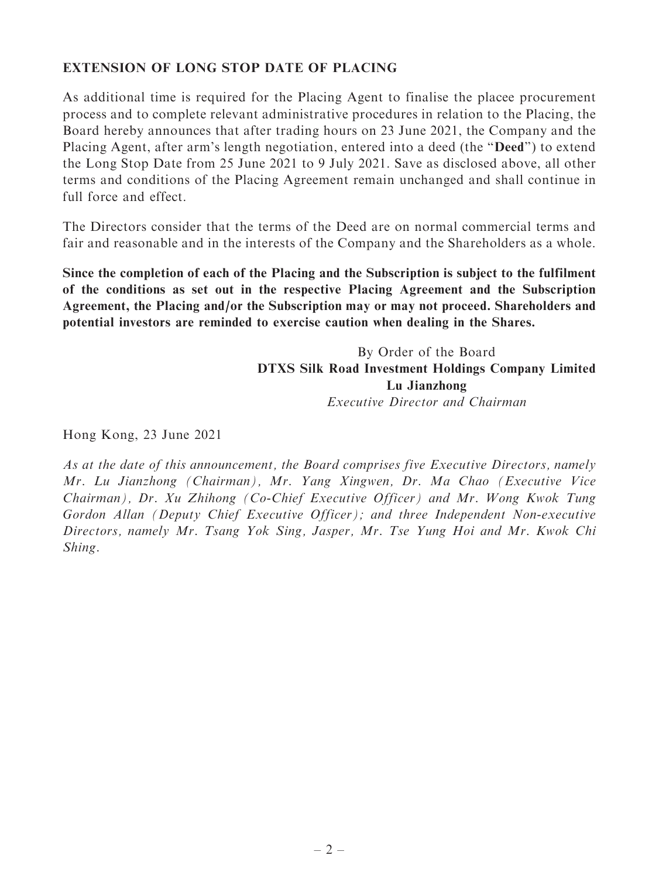## EXTENSION OF LONG STOP DATE OF PLACING

As additional time is required for the Placing Agent to finalise the placee procurement process and to complete relevant administrative procedures in relation to the Placing, the Board hereby announces that after trading hours on 23 June 2021, the Company and the Placing Agent, after arm's length negotiation, entered into a deed (the "**Deed**") to extend the Long Stop Date from 25 June 2021 to 9 July 2021. Save as disclosed above, all other terms and conditions of the Placing Agreement remain unchanged and shall continue in full force and effect.

The Directors consider that the terms of the Deed are on normal commercial terms and fair and reasonable and in the interests of the Company and the Shareholders as a whole.

**Since the completion of each of the Placing and the Subscription is subject to the fulfilment of the conditions as set out in the respective Placing Agreement and the Subscription Agreement, the Placing and/or the Subscription may or may not proceed. Shareholders and potential investors are reminded to exercise caution when dealing in the Shares.**

By Order of the Board
**DTXS Silk Road Investment Holdings Company Limited**
**Lu Jianzhong**
*Executive Director and Chairman*

Hong Kong, 23 June 2021

*As at the date of this announcement, the Board comprises five Executive Directors, namely Mr. Lu Jianzhong (Chairman), Mr. Yang Xingwen, Dr. Ma Chao (Executive Vice Chairman), Dr. Xu Zhihong (Co-Chief Executive Officer) and Mr. Wong Kwok Tung Gordon Allan (Deputy Chief Executive Officer); and three Independent Non-executive Directors, namely Mr. Tsang Yok Sing, Jasper, Mr. Tse Yung Hoi and Mr. Kwok Chi Shing.*